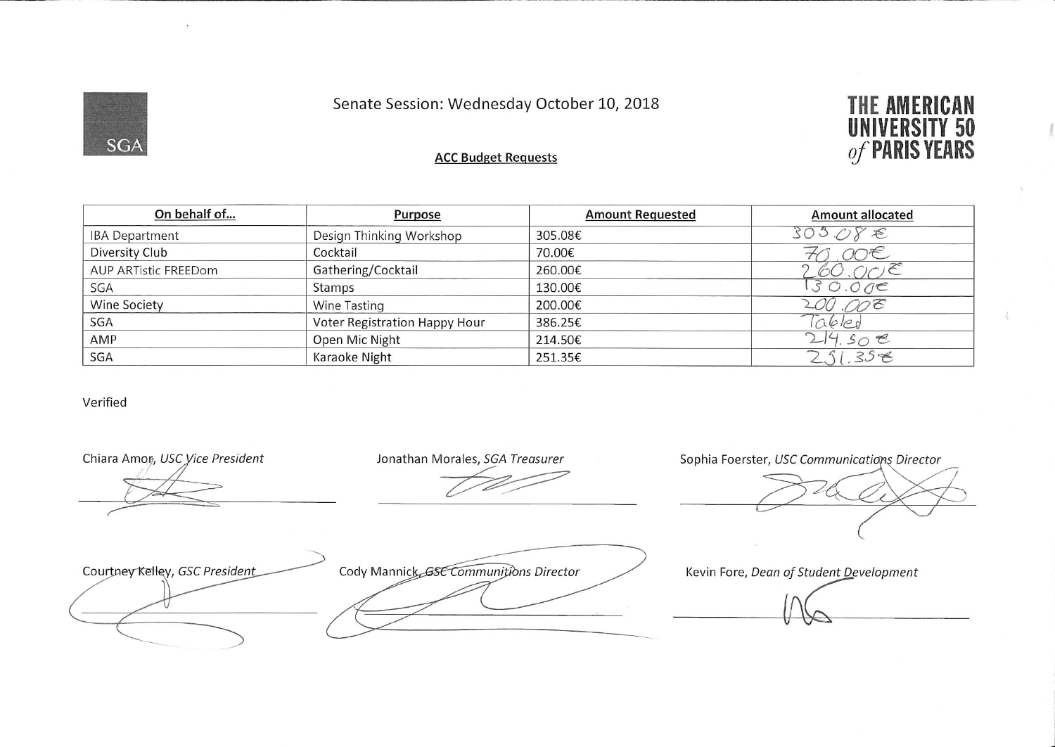SGA

Senate Session: Wednesday October 10, 2018

THE AMERICAN UNIVERSITY of PARIS 50 YEARS

## ACC Budget Requests

| On behalf of... | Purpose | Amount Requested | Amount allocated |
|---|---|---|---|
| IBA Department | Design Thinking Workshop | 305.08€ | 305.08€ |
| Diversity Club | Cocktail | 70.00€ | 70.00€ |
| AUP ARTistic FREEDom | Gathering/Cocktail | 260.00€ | 260.00€ |
| SGA | Stamps | 130.00€ | 130.00€ |
| Wine Society | Wine Tasting | 200.00€ | 200.00€ |
| SGA | Voter Registration Happy Hour | 386.25€ | Tabled |
| AMP | Open Mic Night | 214.50€ | 214.50€ |
| SGA | Karaoke Night | 251.35€ | 251.35€ |

Verified

Chiara Amor, *USC Vice President*

Jonathan Morales, *SGA Treasurer*

Sophia Foerster, *USC Communications Director*

Courtney Kelley, *GSC President*

Cody Mannick, *GSC Communitions Director*

Kevin Fore, *Dean of Student Development*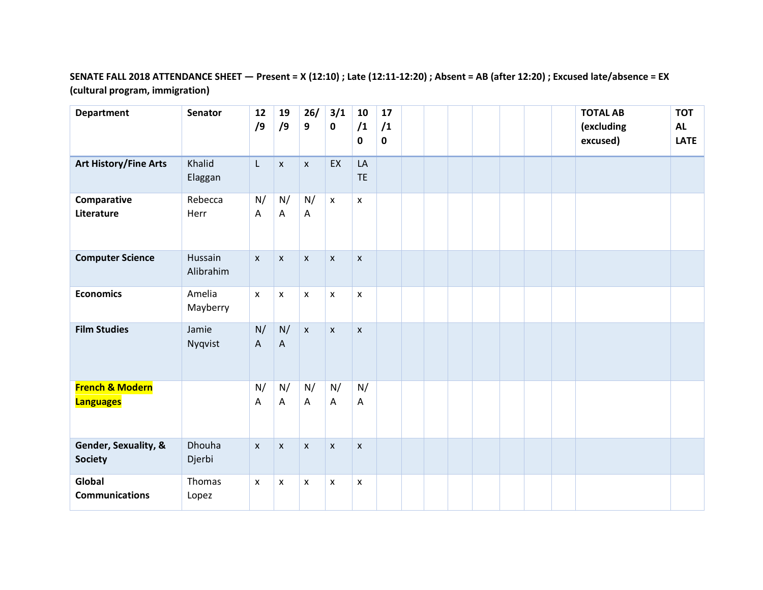**SENATE FALL 2018 ATTENDANCE SHEET — Present = X (12:10) ; Late (12:11-12:20) ; Absent = AB (after 12:20) ; Excused late/absence = EX (cultural program, immigration)**

| Department | Senator | 12/9 | 19/9 | 26/9 | 3/10 | 10/10 | 17/10 | | | | | | | | TOTAL AB (excluding excused) | TOTAL LATE |
|---|---|---|---|---|---|---|---|---|---|---|---|---|---|---|---|---|
| **Art History/Fine Arts** | Khalid Elaggan | L | x | x | EX | LATE | | | | | | | | | | |
| **Comparative Literature** | Rebecca Herr | N/A | N/A | N/A | x | x | | | | | | | | | | |
| **Computer Science** | Hussain Alibrahim | x | x | x | x | x | | | | | | | | | | |
| **Economics** | Amelia Mayberry | x | x | x | x | x | | | | | | | | | | |
| **Film Studies** | Jamie Nyqvist | N/A | N/A | x | x | x | | | | | | | | | | |
| **French & Modern Languages** | | N/A | N/A | N/A | N/A | N/A | | | | | | | | | | |
| **Gender, Sexuality, & Society** | Dhouha Djerbi | x | x | x | x | x | | | | | | | | | | |
| **Global Communications** | Thomas Lopez | x | x | x | x | x | | | | | | | | | | |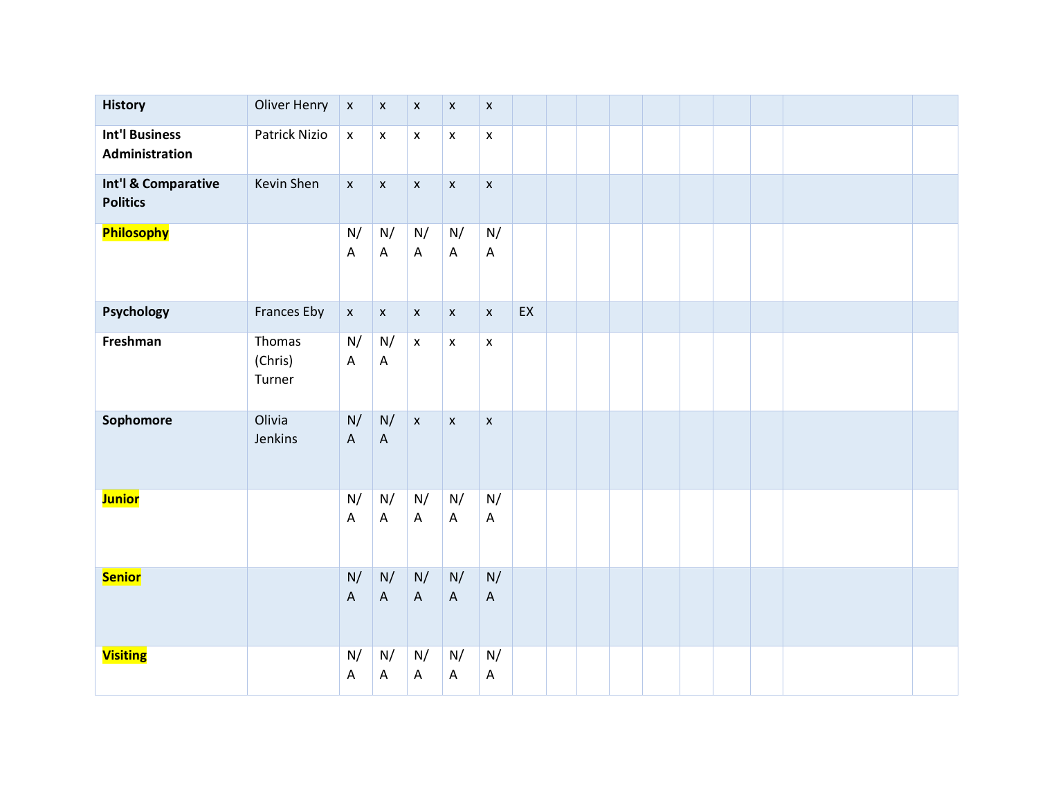| **History** | Oliver Henry | x | x | x | x | x | | | | | | | | | | |
|---|---|---|---|---|---|---|---|---|---|---|---|---|---|---|---|---|
| **Int'l Business Administration** | Patrick Nizio | x | x | x | x | x | | | | | | | | | | |
| **Int'l & Comparative Politics** | Kevin Shen | x | x | x | x | x | | | | | | | | | | |
| **Philosophy** | | N/A | N/A | N/A | N/A | N/A | | | | | | | | | | |
| **Psychology** | Frances Eby | x | x | x | x | x | EX | | | | | | | | | |
| **Freshman** | Thomas (Chris) Turner | N/A | N/A | x | x | x | | | | | | | | | | |
| **Sophomore** | Olivia Jenkins | N/A | N/A | x | x | x | | | | | | | | | | |
| **Junior** | | N/A | N/A | N/A | N/A | N/A | | | | | | | | | | |
| **Senior** | | N/A | N/A | N/A | N/A | N/A | | | | | | | | | | |
| **Visiting** | | N/A | N/A | N/A | N/A | N/A | | | | | | | | | | |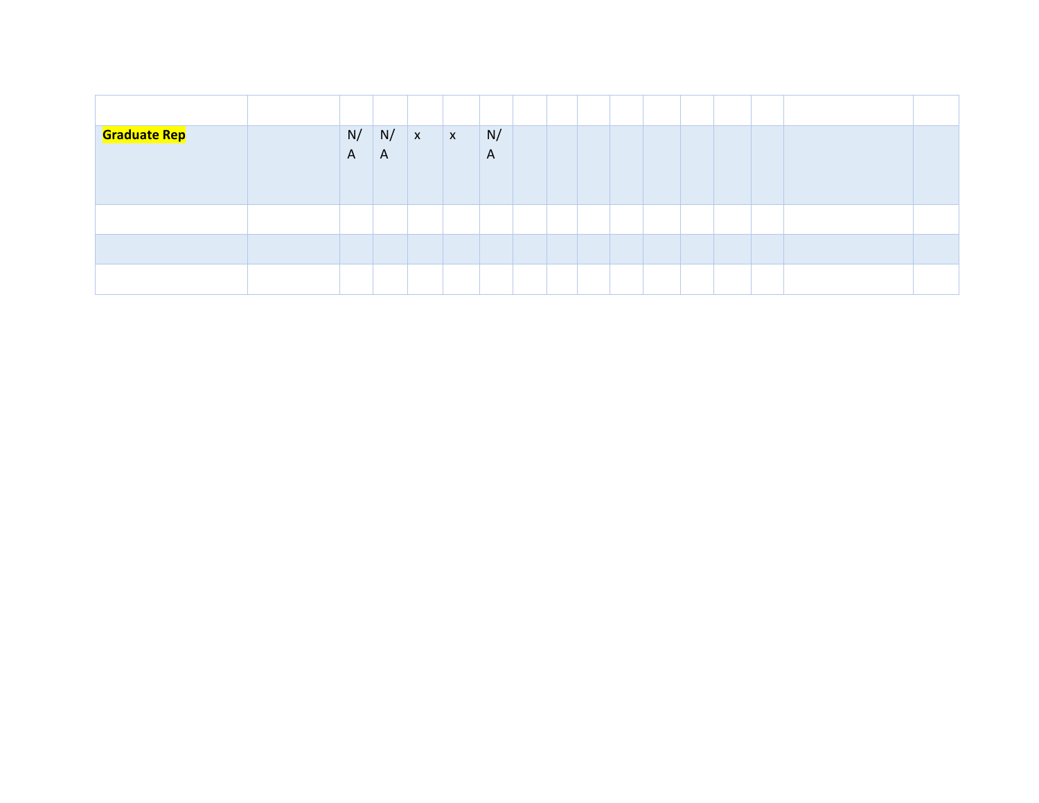| | | | | | | | | | | | | | | | | |
|---|---|---|---|---|---|---|---|---|---|---|---|---|---|---|---|---|
| | | | | | | | | | | | | | | | | |
| **Graduate Rep** | | N/A | N/A | x | x | N/A | | | | | | | | | | |
| | | | | | | | | | | | | | | | | |
| | | | | | | | | | | | | | | | | |
| | | | | | | | | | | | | | | | | |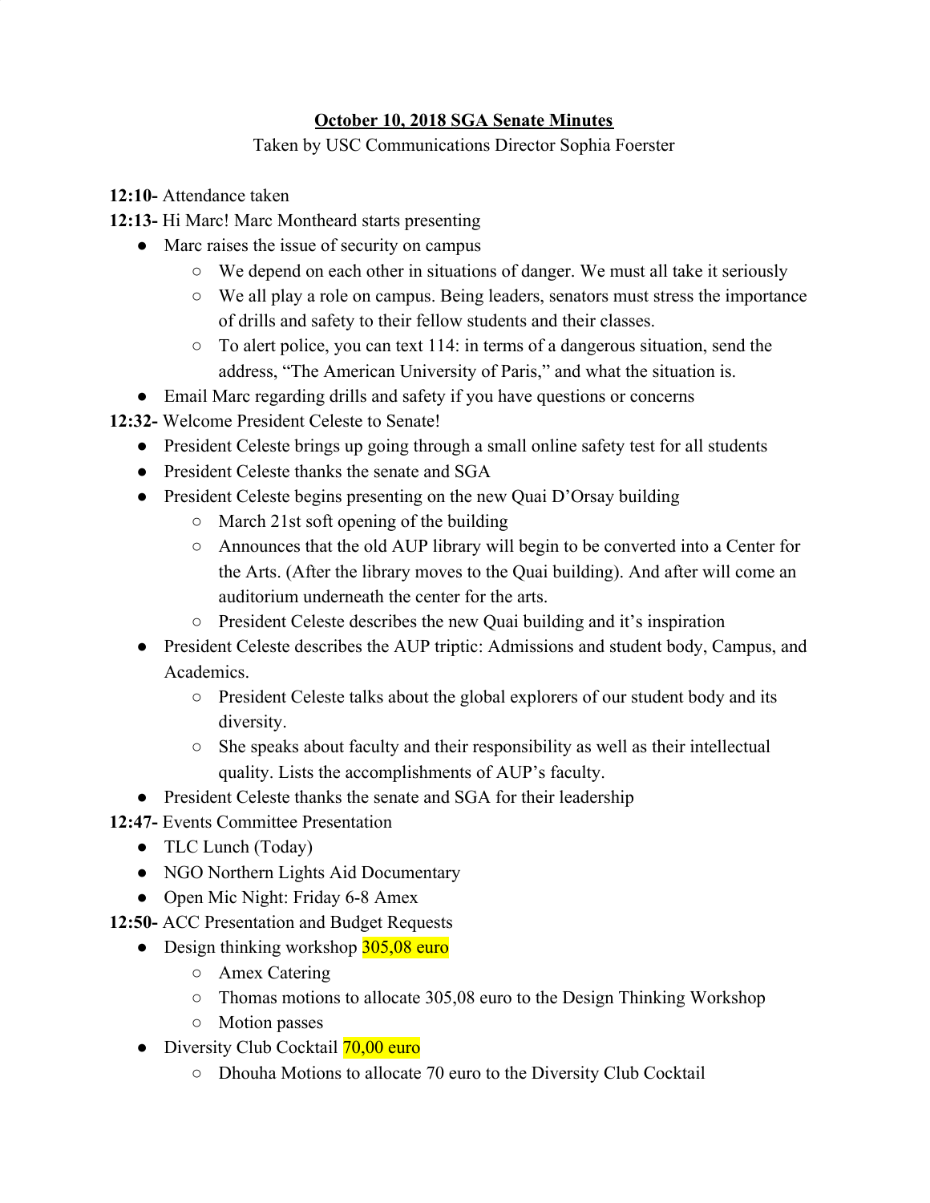**<u>October 10, 2018 SGA Senate Minutes</u>**

Taken by USC Communications Director Sophia Foerster

**12:10-** Attendance taken

**12:13-** Hi Marc! Marc Montheard starts presenting

- Marc raises the issue of security on campus
  - We depend on each other in situations of danger. We must all take it seriously
  - We all play a role on campus. Being leaders, senators must stress the importance of drills and safety to their fellow students and their classes.
  - To alert police, you can text 114: in terms of a dangerous situation, send the address, "The American University of Paris," and what the situation is.
- Email Marc regarding drills and safety if you have questions or concerns

**12:32-** Welcome President Celeste to Senate!

- President Celeste brings up going through a small online safety test for all students
- President Celeste thanks the senate and SGA
- President Celeste begins presenting on the new Quai D'Orsay building
  - March 21st soft opening of the building
  - Announces that the old AUP library will begin to be converted into a Center for the Arts. (After the library moves to the Quai building). And after will come an auditorium underneath the center for the arts.
  - President Celeste describes the new Quai building and it's inspiration
- President Celeste describes the AUP triptic: Admissions and student body, Campus, and Academics.
  - President Celeste talks about the global explorers of our student body and its diversity.
  - She speaks about faculty and their responsibility as well as their intellectual quality. Lists the accomplishments of AUP's faculty.
- President Celeste thanks the senate and SGA for their leadership

**12:47-** Events Committee Presentation

- TLC Lunch (Today)
- NGO Northern Lights Aid Documentary
- Open Mic Night: Friday 6-8 Amex

**12:50-** ACC Presentation and Budget Requests

- Design thinking workshop 305,08 euro
  - Amex Catering
  - Thomas motions to allocate 305,08 euro to the Design Thinking Workshop
  - Motion passes
- Diversity Club Cocktail 70,00 euro
  - Dhouha Motions to allocate 70 euro to the Diversity Club Cocktail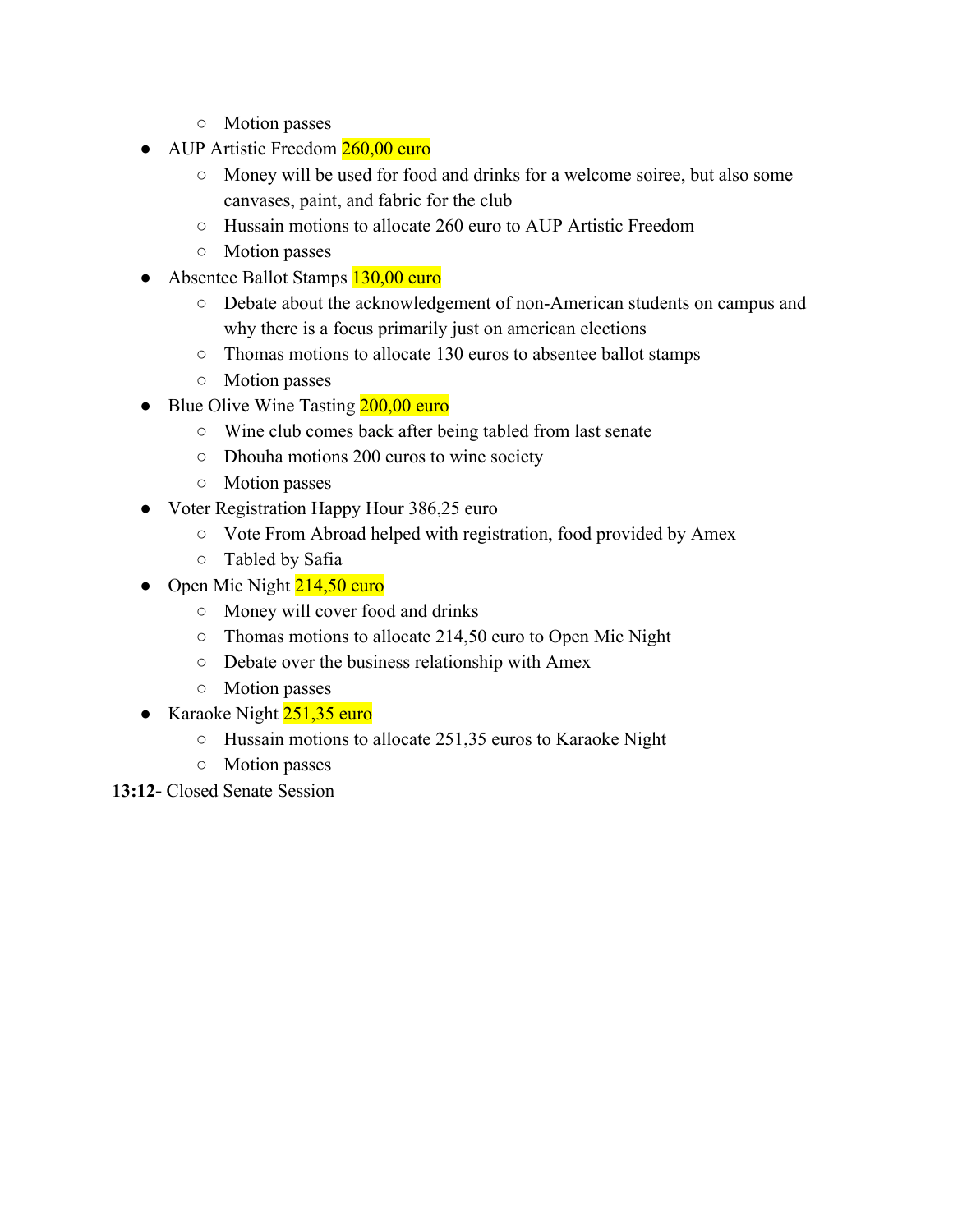- Motion passes
- AUP Artistic Freedom 260,00 euro
    - Money will be used for food and drinks for a welcome soiree, but also some canvases, paint, and fabric for the club
    - Hussain motions to allocate 260 euro to AUP Artistic Freedom
    - Motion passes
- Absentee Ballot Stamps 130,00 euro
    - Debate about the acknowledgement of non-American students on campus and why there is a focus primarily just on american elections
    - Thomas motions to allocate 130 euros to absentee ballot stamps
    - Motion passes
- Blue Olive Wine Tasting 200,00 euro
    - Wine club comes back after being tabled from last senate
    - Dhouha motions 200 euros to wine society
    - Motion passes
- Voter Registration Happy Hour 386,25 euro
    - Vote From Abroad helped with registration, food provided by Amex
    - Tabled by Safia
- Open Mic Night 214,50 euro
    - Money will cover food and drinks
    - Thomas motions to allocate 214,50 euro to Open Mic Night
    - Debate over the business relationship with Amex
    - Motion passes
- Karaoke Night 251,35 euro
    - Hussain motions to allocate 251,35 euros to Karaoke Night
    - Motion passes

**13:12-** Closed Senate Session